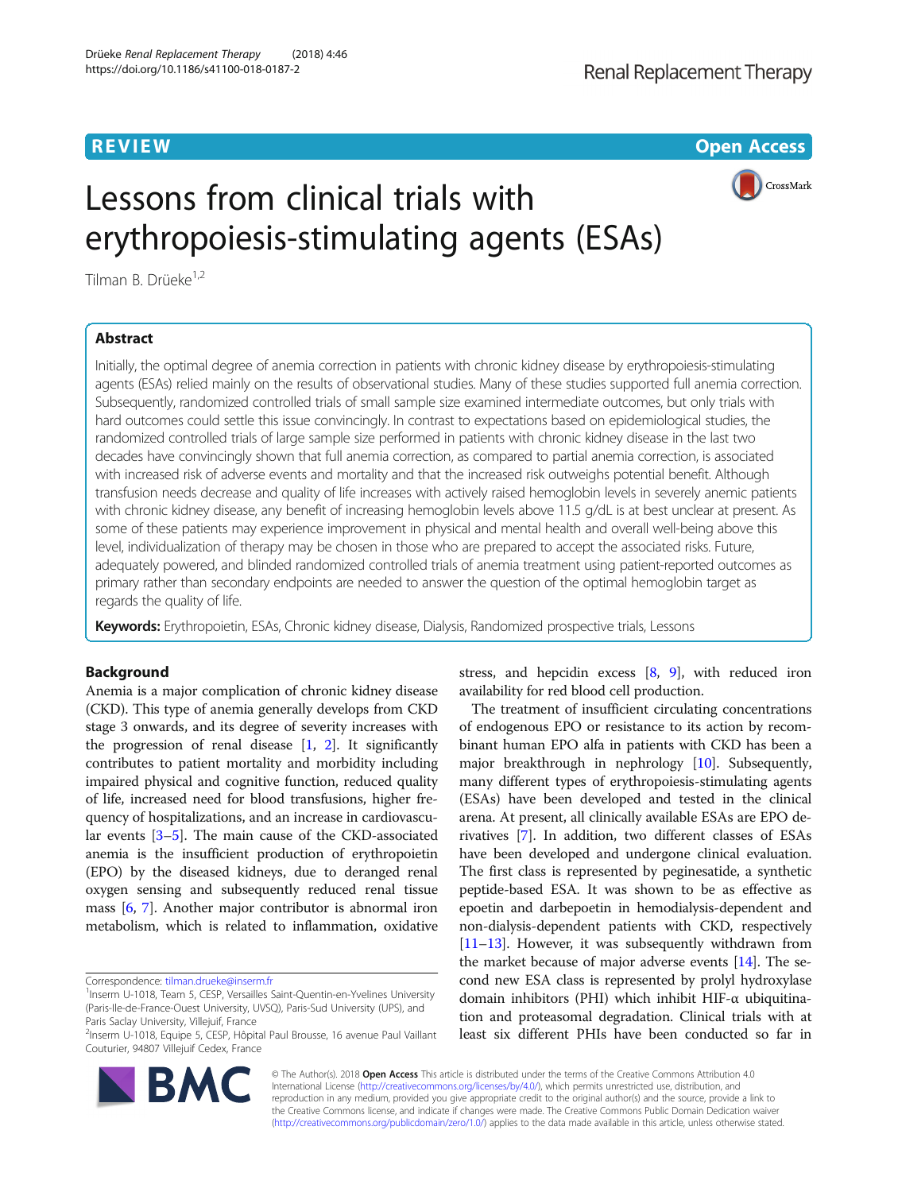REVIEW

Open Access

# Lessons from clinical trials with erythropoiesis-stimulating agents (ESAs)

Tilman B. Drüeke[1,2]

## Abstract

Initially, the optimal degree of anemia correction in patients with chronic kidney disease by erythropoiesis-stimulating agents (ESAs) relied mainly on the results of observational studies. Many of these studies supported full anemia correction. Subsequently, randomized controlled trials of small sample size examined intermediate outcomes, but only trials with hard outcomes could settle this issue convincingly. In contrast to expectations based on epidemiological studies, the randomized controlled trials of large sample size performed in patients with chronic kidney disease in the last two decades have convincingly shown that full anemia correction, as compared to partial anemia correction, is associated with increased risk of adverse events and mortality and that the increased risk outweighs potential benefit. Although transfusion needs decrease and quality of life increases with actively raised hemoglobin levels in severely anemic patients with chronic kidney disease, any benefit of increasing hemoglobin levels above 11.5 g/dL is at best unclear at present. As some of these patients may experience improvement in physical and mental health and overall well-being above this level, individualization of therapy may be chosen in those who are prepared to accept the associated risks. Future, adequately powered, and blinded randomized controlled trials of anemia treatment using patient-reported outcomes as primary rather than secondary endpoints are needed to answer the question of the optimal hemoglobin target as regards the quality of life.

**Keywords:** Erythropoietin, ESAs, Chronic kidney disease, Dialysis, Randomized prospective trials, Lessons

## Background

Anemia is a major complication of chronic kidney disease (CKD). This type of anemia generally develops from CKD stage 3 onwards, and its degree of severity increases with the progression of renal disease [1, 2]. It significantly contributes to patient mortality and morbidity including impaired physical and cognitive function, reduced quality of life, increased need for blood transfusions, higher frequency of hospitalizations, and an increase in cardiovascular events [3–5]. The main cause of the CKD-associated anemia is the insufficient production of erythropoietin (EPO) by the diseased kidneys, due to deranged renal oxygen sensing and subsequently reduced renal tissue mass [6, 7]. Another major contributor is abnormal iron metabolism, which is related to inflammation, oxidative stress, and hepcidin excess [8, 9], with reduced iron availability for red blood cell production.

The treatment of insufficient circulating concentrations of endogenous EPO or resistance to its action by recombinant human EPO alfa in patients with CKD has been a major breakthrough in nephrology [10]. Subsequently, many different types of erythropoiesis-stimulating agents (ESAs) have been developed and tested in the clinical arena. At present, all clinically available ESAs are EPO derivatives [7]. In addition, two different classes of ESAs have been developed and undergone clinical evaluation. The first class is represented by peginesatide, a synthetic peptide-based ESA. It was shown to be as effective as epoetin and darbepoetin in hemodialysis-dependent and non-dialysis-dependent patients with CKD, respectively [11–13]. However, it was subsequently withdrawn from the market because of major adverse events [14]. The second new ESA class is represented by prolyl hydroxylase domain inhibitors (PHI) which inhibit HIF-α ubiquitination and proteasomal degradation. Clinical trials with at least six different PHIs have been conducted so far in

Correspondence: tilman.drueke@inserm.fr

[1]Inserm U-1018, Team 5, CESP, Versailles Saint-Quentin-en-Yvelines University (Paris-Ile-de-France-Ouest University, UVSQ), Paris-Sud University (UPS), and Paris Saclay University, Villejuif, France

[2]Inserm U-1018, Equipe 5, CESP, Hôpital Paul Brousse, 16 avenue Paul Vaillant Couturier, 94807 Villejuif Cedex, France

© The Author(s). 2018 **Open Access** This article is distributed under the terms of the Creative Commons Attribution 4.0 International License (http://creativecommons.org/licenses/by/4.0/), which permits unrestricted use, distribution, and reproduction in any medium, provided you give appropriate credit to the original author(s) and the source, provide a link to the Creative Commons license, and indicate if changes were made. The Creative Commons Public Domain Dedication waiver (http://creativecommons.org/publicdomain/zero/1.0/) applies to the data made available in this article, unless otherwise stated.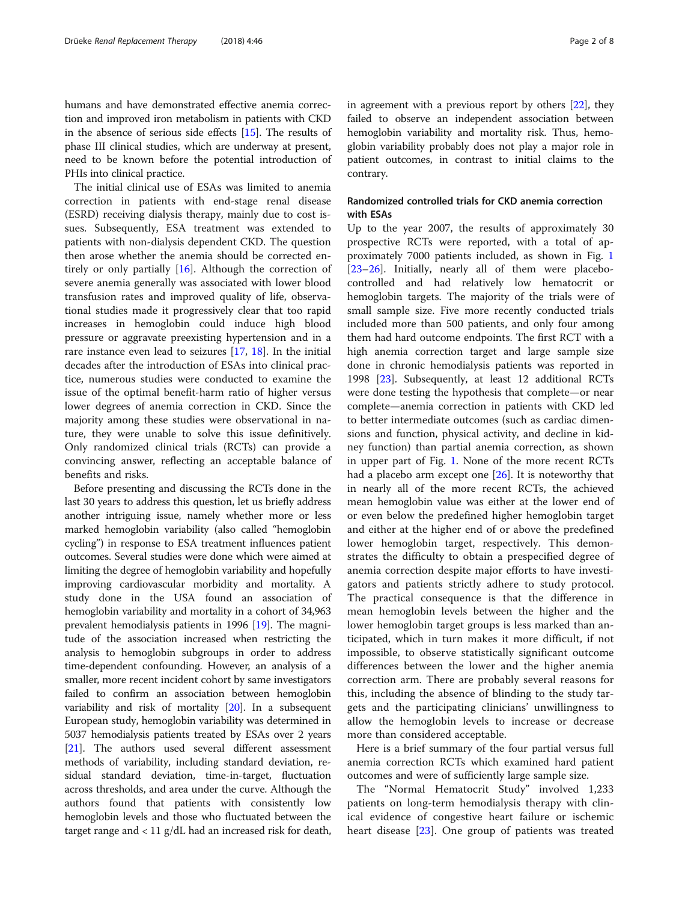humans and have demonstrated effective anemia correction and improved iron metabolism in patients with CKD in the absence of serious side effects [15]. The results of phase III clinical studies, which are underway at present, need to be known before the potential introduction of PHIs into clinical practice.

The initial clinical use of ESAs was limited to anemia correction in patients with end-stage renal disease (ESRD) receiving dialysis therapy, mainly due to cost issues. Subsequently, ESA treatment was extended to patients with non-dialysis dependent CKD. The question then arose whether the anemia should be corrected entirely or only partially [16]. Although the correction of severe anemia generally was associated with lower blood transfusion rates and improved quality of life, observational studies made it progressively clear that too rapid increases in hemoglobin could induce high blood pressure or aggravate preexisting hypertension and in a rare instance even lead to seizures [17, 18]. In the initial decades after the introduction of ESAs into clinical practice, numerous studies were conducted to examine the issue of the optimal benefit-harm ratio of higher versus lower degrees of anemia correction in CKD. Since the majority among these studies were observational in nature, they were unable to solve this issue definitively. Only randomized clinical trials (RCTs) can provide a convincing answer, reflecting an acceptable balance of benefits and risks.

Before presenting and discussing the RCTs done in the last 30 years to address this question, let us briefly address another intriguing issue, namely whether more or less marked hemoglobin variability (also called "hemoglobin cycling") in response to ESA treatment influences patient outcomes. Several studies were done which were aimed at limiting the degree of hemoglobin variability and hopefully improving cardiovascular morbidity and mortality. A study done in the USA found an association of hemoglobin variability and mortality in a cohort of 34,963 prevalent hemodialysis patients in 1996 [19]. The magnitude of the association increased when restricting the analysis to hemoglobin subgroups in order to address time-dependent confounding. However, an analysis of a smaller, more recent incident cohort by same investigators failed to confirm an association between hemoglobin variability and risk of mortality [20]. In a subsequent European study, hemoglobin variability was determined in 5037 hemodialysis patients treated by ESAs over 2 years [21]. The authors used several different assessment methods of variability, including standard deviation, residual standard deviation, time-in-target, fluctuation across thresholds, and area under the curve. Although the authors found that patients with consistently low hemoglobin levels and those who fluctuated between the target range and < 11 g/dL had an increased risk for death, in agreement with a previous report by others [22], they failed to observe an independent association between hemoglobin variability and mortality risk. Thus, hemoglobin variability probably does not play a major role in patient outcomes, in contrast to initial claims to the contrary.

## Randomized controlled trials for CKD anemia correction with ESAs

Up to the year 2007, the results of approximately 30 prospective RCTs were reported, with a total of approximately 7000 patients included, as shown in Fig. 1 [23–26]. Initially, nearly all of them were placebo-controlled and had relatively low hematocrit or hemoglobin targets. The majority of the trials were of small sample size. Five more recently conducted trials included more than 500 patients, and only four among them had hard outcome endpoints. The first RCT with a high anemia correction target and large sample size done in chronic hemodialysis patients was reported in 1998 [23]. Subsequently, at least 12 additional RCTs were done testing the hypothesis that complete—or near complete—anemia correction in patients with CKD led to better intermediate outcomes (such as cardiac dimensions and function, physical activity, and decline in kidney function) than partial anemia correction, as shown in upper part of Fig. 1. None of the more recent RCTs had a placebo arm except one [26]. It is noteworthy that in nearly all of the more recent RCTs, the achieved mean hemoglobin value was either at the lower end of or even below the predefined higher hemoglobin target and either at the higher end of or above the predefined lower hemoglobin target, respectively. This demonstrates the difficulty to obtain a prespecified degree of anemia correction despite major efforts to have investigators and patients strictly adhere to study protocol. The practical consequence is that the difference in mean hemoglobin levels between the higher and the lower hemoglobin target groups is less marked than anticipated, which in turn makes it more difficult, if not impossible, to observe statistically significant outcome differences between the lower and the higher anemia correction arm. There are probably several reasons for this, including the absence of blinding to the study targets and the participating clinicians' unwillingness to allow the hemoglobin levels to increase or decrease more than considered acceptable.

Here is a brief summary of the four partial versus full anemia correction RCTs which examined hard patient outcomes and were of sufficiently large sample size.

The "Normal Hematocrit Study" involved 1,233 patients on long-term hemodialysis therapy with clinical evidence of congestive heart failure or ischemic heart disease [23]. One group of patients was treated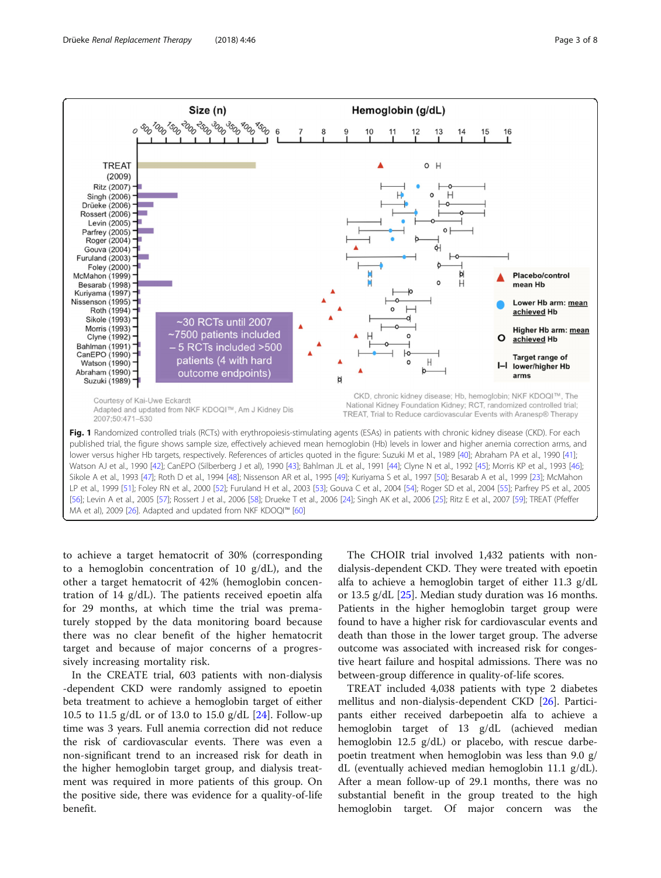**Fig. 1** Randomized controlled trials (RCTs) with erythropoiesis-stimulating agents (ESAs) in patients with chronic kidney disease (CKD). For each published trial, the figure shows sample size, effectively achieved mean hemoglobin (Hb) levels in lower and higher anemia correction arms, and lower versus higher Hb targets, respectively. References of articles quoted in the figure: Suzuki M et al., 1989 [40]; Abraham PA et al., 1990 [41]; Watson AJ et al., 1990 [42]; CanEPO (Silberberg J et al), 1990 [43]; Bahlman JL et al., 1991 [44]; Clyne N et al., 1992 [45]; Morris KP et al., 1993 [46]; Sikole A et al., 1993 [47]; Roth D et al., 1994 [48]; Nissenson AR et al., 1995 [49]; Kuriyama S et al., 1997 [50]; Besarab A et al., 1999 [23]; McMahon LP et al., 1999 [51]; Foley RN et al., 2000 [52]; Furuland H et al., 2003 [53]; Gouva C et al., 2004 [54]; Roger SD et al., 2004 [55]; Parfrey PS et al., 2005 [56]; Levin A et al., 2005 [57]; Rossert J et al., 2006 [58]; Drueke T et al., 2006 [24]; Singh AK et al., 2006 [25]; Ritz E et al., 2007 [59]; TREAT (Pfeffer MA et al), 2009 [26]. Adapted and updated from NKF KDOQI™ [60]

to achieve a target hematocrit of 30% (corresponding to a hemoglobin concentration of 10 g/dL), and the other a target hematocrit of 42% (hemoglobin concentration of 14 g/dL). The patients received epoetin alfa for 29 months, at which time the trial was prematurely stopped by the data monitoring board because there was no clear benefit of the higher hematocrit target and because of major concerns of a progressively increasing mortality risk.

In the CREATE trial, 603 patients with non-dialysis -dependent CKD were randomly assigned to epoetin beta treatment to achieve a hemoglobin target of either 10.5 to 11.5 g/dL or of 13.0 to 15.0 g/dL [24]. Follow-up time was 3 years. Full anemia correction did not reduce the risk of cardiovascular events. There was even a non-significant trend to an increased risk for death in the higher hemoglobin target group, and dialysis treatment was required in more patients of this group. On the positive side, there was evidence for a quality-of-life benefit.

The CHOIR trial involved 1,432 patients with non-dialysis-dependent CKD. They were treated with epoetin alfa to achieve a hemoglobin target of either 11.3 g/dL or 13.5 g/dL [25]. Median study duration was 16 months. Patients in the higher hemoglobin target group were found to have a higher risk for cardiovascular events and death than those in the lower target group. The adverse outcome was associated with increased risk for congestive heart failure and hospital admissions. There was no between-group difference in quality-of-life scores.

TREAT included 4,038 patients with type 2 diabetes mellitus and non-dialysis-dependent CKD [26]. Participants either received darbepoetin alfa to achieve a hemoglobin target of 13 g/dL (achieved median hemoglobin 12.5 g/dL) or placebo, with rescue darbepoetin treatment when hemoglobin was less than 9.0 g/dL (eventually achieved median hemoglobin 11.1 g/dL). After a mean follow-up of 29.1 months, there was no substantial benefit in the group treated to the high hemoglobin target. Of major concern was the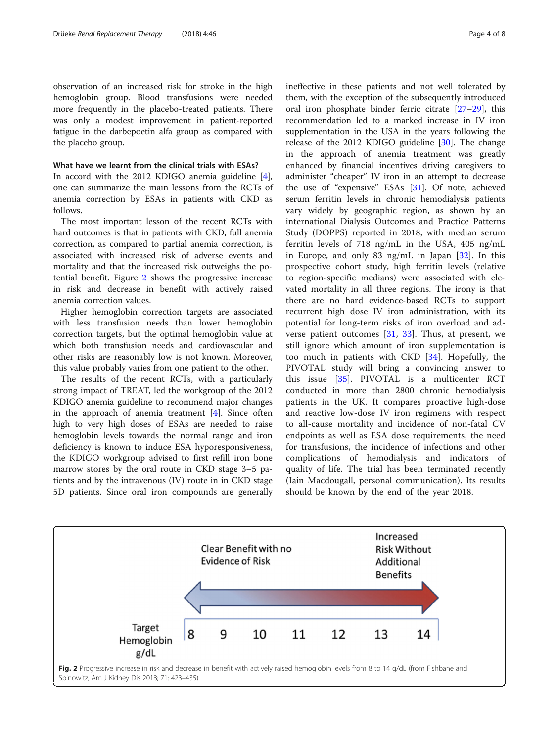observation of an increased risk for stroke in the high hemoglobin group. Blood transfusions were needed more frequently in the placebo-treated patients. There was only a modest improvement in patient-reported fatigue in the darbepoetin alfa group as compared with the placebo group.

#### What have we learnt from the clinical trials with ESAs?

In accord with the 2012 KDIGO anemia guideline [4], one can summarize the main lessons from the RCTs of anemia correction by ESAs in patients with CKD as follows.

The most important lesson of the recent RCTs with hard outcomes is that in patients with CKD, full anemia correction, as compared to partial anemia correction, is associated with increased risk of adverse events and mortality and that the increased risk outweighs the potential benefit. Figure 2 shows the progressive increase in risk and decrease in benefit with actively raised anemia correction values.

Higher hemoglobin correction targets are associated with less transfusion needs than lower hemoglobin correction targets, but the optimal hemoglobin value at which both transfusion needs and cardiovascular and other risks are reasonably low is not known. Moreover, this value probably varies from one patient to the other.

The results of the recent RCTs, with a particularly strong impact of TREAT, led the workgroup of the 2012 KDIGO anemia guideline to recommend major changes in the approach of anemia treatment [4]. Since often high to very high doses of ESAs are needed to raise hemoglobin levels towards the normal range and iron deficiency is known to induce ESA hyporesponsiveness, the KDIGO workgroup advised to first refill iron bone marrow stores by the oral route in CKD stage 3–5 patients and by the intravenous (IV) route in in CKD stage 5D patients. Since oral iron compounds are generally ineffective in these patients and not well tolerated by them, with the exception of the subsequently introduced oral iron phosphate binder ferric citrate [27–29], this recommendation led to a marked increase in IV iron supplementation in the USA in the years following the release of the 2012 KDIGO guideline [30]. The change in the approach of anemia treatment was greatly enhanced by financial incentives driving caregivers to administer "cheaper" IV iron in an attempt to decrease the use of "expensive" ESAs [31]. Of note, achieved serum ferritin levels in chronic hemodialysis patients vary widely by geographic region, as shown by an international Dialysis Outcomes and Practice Patterns Study (DOPPS) reported in 2018, with median serum ferritin levels of 718 ng/mL in the USA, 405 ng/mL in Europe, and only 83 ng/mL in Japan [32]. In this prospective cohort study, high ferritin levels (relative to region-specific medians) were associated with elevated mortality in all three regions. The irony is that there are no hard evidence-based RCTs to support recurrent high dose IV iron administration, with its potential for long-term risks of iron overload and adverse patient outcomes [31, 33]. Thus, at present, we still ignore which amount of iron supplementation is too much in patients with CKD [34]. Hopefully, the PIVOTAL study will bring a convincing answer to this issue [35]. PIVOTAL is a multicenter RCT conducted in more than 2800 chronic hemodialysis patients in the UK. It compares proactive high-dose and reactive low-dose IV iron regimens with respect to all-cause mortality and incidence of non-fatal CV endpoints as well as ESA dose requirements, the need for transfusions, the incidence of infections and other complications of hemodialysis and indicators of quality of life. The trial has been terminated recently (Iain Macdougall, personal communication). Its results should be known by the end of the year 2018.

**Fig. 2** Progressive increase in risk and decrease in benefit with actively raised hemoglobin levels from 8 to 14 g/dL (from Fishbane and Spinowitz, Am J Kidney Dis 2018; 71: 423–435)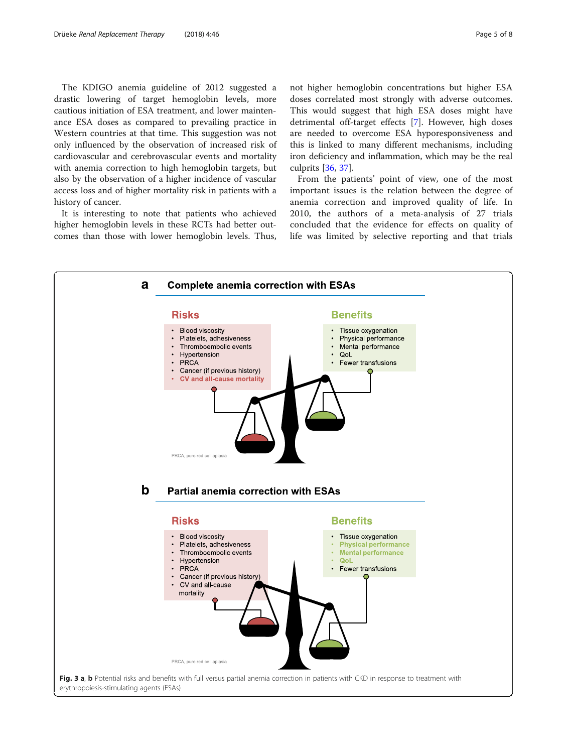The KDIGO anemia guideline of 2012 suggested a drastic lowering of target hemoglobin levels, more cautious initiation of ESA treatment, and lower maintenance ESA doses as compared to prevailing practice in Western countries at that time. This suggestion was not only influenced by the observation of increased risk of cardiovascular and cerebrovascular events and mortality with anemia correction to high hemoglobin targets, but also by the observation of a higher incidence of vascular access loss and of higher mortality risk in patients with a history of cancer.

It is interesting to note that patients who achieved higher hemoglobin levels in these RCTs had better outcomes than those with lower hemoglobin levels. Thus, not higher hemoglobin concentrations but higher ESA doses correlated most strongly with adverse outcomes. This would suggest that high ESA doses might have detrimental off-target effects [7]. However, high doses are needed to overcome ESA hyporesponsiveness and this is linked to many different mechanisms, including iron deficiency and inflammation, which may be the real culprits [36, 37].

From the patients' point of view, one of the most important issues is the relation between the degree of anemia correction and improved quality of life. In 2010, the authors of a meta-analysis of 27 trials concluded that the evidence for effects on quality of life was limited by selective reporting and that trials

**a** Complete anemia correction with ESAs

| Risks | Benefits |
| --- | --- |
| Blood viscosity | Tissue oxygenation |
| Platelets, adhesiveness | Physical performance |
| Thromboembolic events | Mental performance |
| Hypertension | QoL |
| PRCA | Fewer transfusions |
| Cancer (if previous history) | |
| **CV and all-cause mortality** | |

PRCA, pure red cell aplasia

**b** Partial anemia correction with ESAs

| Risks | Benefits |
| --- | --- |
| Blood viscosity | Tissue oxygenation |
| Platelets, adhesiveness | **Physical performance** |
| Thromboembolic events | **Mental performance** |
| Hypertension | **QoL** |
| PRCA | Fewer transfusions |
| Cancer (if previous history) | |
| CV and all-cause mortality | |

PRCA, pure red cell aplasia

**Fig. 3 a, b** Potential risks and benefits with full versus partial anemia correction in patients with CKD in response to treatment with erythropoiesis-stimulating agents (ESAs)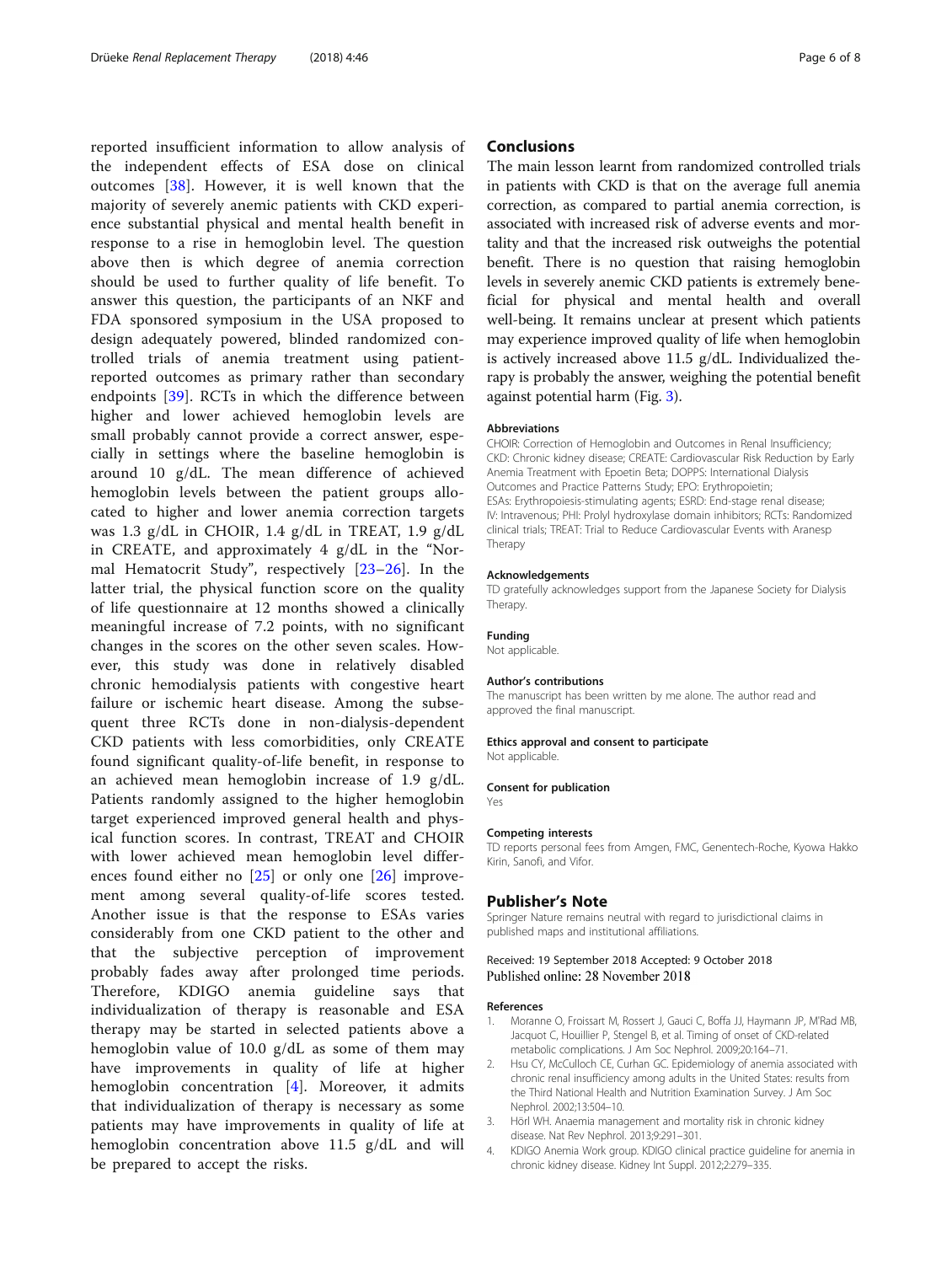reported insufficient information to allow analysis of the independent effects of ESA dose on clinical outcomes [38]. However, it is well known that the majority of severely anemic patients with CKD experience substantial physical and mental health benefit in response to a rise in hemoglobin level. The question above then is which degree of anemia correction should be used to further quality of life benefit. To answer this question, the participants of an NKF and FDA sponsored symposium in the USA proposed to design adequately powered, blinded randomized controlled trials of anemia treatment using patient-reported outcomes as primary rather than secondary endpoints [39]. RCTs in which the difference between higher and lower achieved hemoglobin levels are small probably cannot provide a correct answer, especially in settings where the baseline hemoglobin is around 10 g/dL. The mean difference of achieved hemoglobin levels between the patient groups allocated to higher and lower anemia correction targets was 1.3 g/dL in CHOIR, 1.4 g/dL in TREAT, 1.9 g/dL in CREATE, and approximately 4 g/dL in the "Normal Hematocrit Study", respectively [23–26]. In the latter trial, the physical function score on the quality of life questionnaire at 12 months showed a clinically meaningful increase of 7.2 points, with no significant changes in the scores on the other seven scales. However, this study was done in relatively disabled chronic hemodialysis patients with congestive heart failure or ischemic heart disease. Among the subsequent three RCTs done in non-dialysis-dependent CKD patients with less comorbidities, only CREATE found significant quality-of-life benefit, in response to an achieved mean hemoglobin increase of 1.9 g/dL. Patients randomly assigned to the higher hemoglobin target experienced improved general health and physical function scores. In contrast, TREAT and CHOIR with lower achieved mean hemoglobin level differences found either no [25] or only one [26] improvement among several quality-of-life scores tested. Another issue is that the response to ESAs varies considerably from one CKD patient to the other and that the subjective perception of improvement probably fades away after prolonged time periods. Therefore, KDIGO anemia guideline says that individualization of therapy is reasonable and ESA therapy may be started in selected patients above a hemoglobin value of 10.0 g/dL as some of them may have improvements in quality of life at higher hemoglobin concentration [4]. Moreover, it admits that individualization of therapy is necessary as some patients may have improvements in quality of life at hemoglobin concentration above 11.5 g/dL and will be prepared to accept the risks.

## Conclusions

The main lesson learnt from randomized controlled trials in patients with CKD is that on the average full anemia correction, as compared to partial anemia correction, is associated with increased risk of adverse events and mortality and that the increased risk outweighs the potential benefit. There is no question that raising hemoglobin levels in severely anemic CKD patients is extremely beneficial for physical and mental health and overall well-being. It remains unclear at present which patients may experience improved quality of life when hemoglobin is actively increased above 11.5 g/dL. Individualized therapy is probably the answer, weighing the potential benefit against potential harm (Fig. 3).

#### Abbreviations

CHOIR: Correction of Hemoglobin and Outcomes in Renal Insufficiency; CKD: Chronic kidney disease; CREATE: Cardiovascular Risk Reduction by Early Anemia Treatment with Epoetin Beta; DOPPS: International Dialysis Outcomes and Practice Patterns Study; EPO: Erythropoietin; ESAs: Erythropoiesis-stimulating agents; ESRD: End-stage renal disease; IV: Intravenous; PHI: Prolyl hydroxylase domain inhibitors; RCTs: Randomized clinical trials; TREAT: Trial to Reduce Cardiovascular Events with Aranesp Therapy

#### Acknowledgements

TD gratefully acknowledges support from the Japanese Society for Dialysis Therapy.

#### Funding

Not applicable.

#### Author's contributions

The manuscript has been written by me alone. The author read and approved the final manuscript.

#### Ethics approval and consent to participate

Not applicable.

#### Consent for publication

Yes

#### Competing interests

TD reports personal fees from Amgen, FMC, Genentech-Roche, Kyowa Hakko Kirin, Sanofi, and Vifor.

### Publisher's Note

Springer Nature remains neutral with regard to jurisdictional claims in published maps and institutional affiliations.

Received: 19 September 2018 Accepted: 9 October 2018
Published online: 28 November 2018

#### References

1. Moranne O, Froissart M, Rossert J, Gauci C, Boffa JJ, Haymann JP, M'Rad MB, Jacquot C, Houillier P, Stengel B, et al. Timing of onset of CKD-related metabolic complications. J Am Soc Nephrol. 2009;20:164–71.
2. Hsu CY, McCulloch CE, Curhan GC. Epidemiology of anemia associated with chronic renal insufficiency among adults in the United States: results from the Third National Health and Nutrition Examination Survey. J Am Soc Nephrol. 2002;13:504–10.
3. Hörl WH. Anaemia management and mortality risk in chronic kidney disease. Nat Rev Nephrol. 2013;9:291–301.
4. KDIGO Anemia Work group. KDIGO clinical practice guideline for anemia in chronic kidney disease. Kidney Int Suppl. 2012;2:279–335.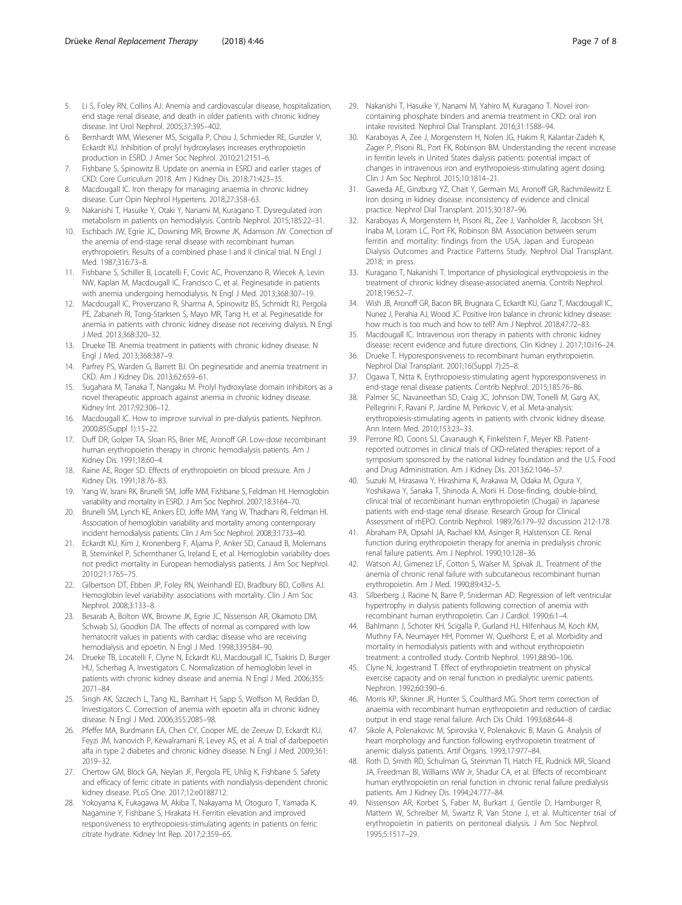5. Li S, Foley RN, Collins AJ. Anemia and cardiovascular disease, hospitalization, end stage renal disease, and death in older patients with chronic kidney disease. Int Urol Nephrol. 2005;37:395–402.
6. Bernhardt WM, Wiesener MS, Scigalla P, Chou J, Schmieder RE, Gunzler V, Eckardt KU. Inhibition of prolyl hydroxylases increases erythropoietin production in ESRD. J Amer Soc Nephrol. 2010;21:2151–6.
7. Fishbane S, Spinowitz B. Update on anemia in ESRD and earlier stages of CKD: Core Curriculum 2018. Am J Kidney Dis. 2018;71:423–35.
8. Macdougall IC. Iron therapy for managing anaemia in chronic kidney disease. Curr Opin Nephrol Hypertens. 2018;27:358–63.
9. Nakanishi T, Hasuike Y, Otaki Y, Nanami M, Kuragano T. Dysregulated iron metabolism in patients on hemodialysis. Contrib Nephrol. 2015;185:22–31.
10. Eschbach JW, Egrie JC, Downing MR, Browne JK, Adamson JW. Correction of the anemia of end-stage renal disease with recombinant human erythropoietin. Results of a combined phase I and II clinical trial. N Engl J Med. 1987;316:73–8.
11. Fishbane S, Schiller B, Locatelli F, Covic AC, Provenzano R, Wiecek A, Levin NW, Kaplan M, Macdougall IC, Francisco C, et al. Peginesatide in patients with anemia undergoing hemodialysis. N Engl J Med. 2013;368:307–19.
12. Macdougall IC, Provenzano R, Sharma A, Spinowitz BS, Schmidt RJ, Pergola PE, Zabaneh RI, Tong-Starksen S, Mayo MR, Tang H, et al. Peginesatide for anemia in patients with chronic kidney disease not receiving dialysis. N Engl J Med. 2013;368:320–32.
13. Drueke TB. Anemia treatment in patients with chronic kidney disease. N Engl J Med. 2013;368:387–9.
14. Parfrey PS, Warden G, Barrett BJ. On peginesatide and anemia treatment in CKD. Am J Kidney Dis. 2013;62:659–61.
15. Sugahara M, Tanaka T, Nangaku M. Prolyl hydroxylase domain inhibitors as a novel therapeutic approach against anemia in chronic kidney disease. Kidney Int. 2017;92:306–12.
16. Macdougall IC. How to improve survival in pre-dialysis patients. Nephron. 2000;85(Suppl 1):15–22.
17. Duff DR, Golper TA, Sloan RS, Brier ME, Aronoff GR. Low-dose recombinant human erythropoietin therapy in chronic hemodialysis patients. Am J Kidney Dis. 1991;18:60–4.
18. Raine AE, Roger SD. Effects of erythropoietin on blood pressure. Am J Kidney Dis. 1991;18:76–83.
19. Yang W, Israni RK, Brunelli SM, Joffe MM, Fishbane S, Feldman HI. Hemoglobin variability and mortality in ESRD. J Am Soc Nephrol. 2007;18:3164–70.
20. Brunelli SM, Lynch KE, Ankers ED, Joffe MM, Yang W, Thadhani RI, Feldman HI. Association of hemoglobin variability and mortality among contemporary incident hemodialysis patients. Clin J Am Soc Nephrol. 2008;3:1733–40.
21. Eckardt KU, Kim J, Kronenberg F, Aljama P, Anker SD, Canaud B, Molemans B, Stenvinkel P, Schernthaner G, Ireland E, et al. Hemoglobin variability does not predict mortality in European hemodialysis patients. J Am Soc Nephrol. 2010;21:1765–75.
22. Gilbertson DT, Ebben JP, Foley RN, Weinhandl ED, Bradbury BD, Collins AJ. Hemoglobin level variability: associations with mortality. Clin J Am Soc Nephrol. 2008;3:133–8.
23. Besarab A, Bolton WK, Browne JK, Egrie JC, Nissenson AR, Okamoto DM, Schwab SJ, Goodkin DA. The effects of normal as compared with low hematocrit values in patients with cardiac disease who are receiving hemodialysis and epoetin. N Engl J Med. 1998;339:584–90.
24. Drueke TB, Locatelli F, Clyne N, Eckardt KU, Macdougall IC, Tsakiris D, Burger HU, Scherhag A, Investigators C. Normalization of hemoglobin level in patients with chronic kidney disease and anemia. N Engl J Med. 2006;355:2071–84.
25. Singh AK, Szczech L, Tang KL, Barnhart H, Sapp S, Wolfson M, Reddan D, Investigators C. Correction of anemia with epoetin alfa in chronic kidney disease. N Engl J Med. 2006;355:2085–98.
26. Pfeffer MA, Burdmann EA, Chen CY, Cooper ME, de Zeeuw D, Eckardt KU, Feyzi JM, Ivanovich P, Kewalramani R, Levey AS, et al. A trial of darbepoetin alfa in type 2 diabetes and chronic kidney disease. N Engl J Med. 2009;361:2019–32.
27. Chertow GM, Block GA, Neylan JF, Pergola PE, Uhlig K, Fishbane S. Safety and efficacy of ferric citrate in patients with nondialysis-dependent chronic kidney disease. PLoS One. 2017;12:e0188712.
28. Yokoyama K, Fukagawa M, Akiba T, Nakayama M, Otoguro T, Yamada K, Nagamine Y, Fishbane S, Hirakata H. Ferritin elevation and improved responsiveness to erythropoiesis-stimulating agents in patients on ferric citrate hydrate. Kidney Int Rep. 2017;2:359–65.
29. Nakanishi T, Hasuike Y, Nanami M, Yahiro M, Kuragano T. Novel iron-containing phosphate binders and anemia treatment in CKD: oral iron intake revisited. Nephrol Dial Transplant. 2016;31:1588–94.
30. Karaboyas A, Zee J, Morgenstern H, Nolen JG, Hakim R, Kalantar-Zadeh K, Zager P, Pisoni RL, Port FK, Robinson BM. Understanding the recent increase in ferritin levels in United States dialysis patients: potential impact of changes in intravenous iron and erythropoiesis-stimulating agent dosing. Clin J Am Soc Nephrol. 2015;10:1814–21.
31. Gaweda AE, Ginzburg YZ, Chait Y, Germain MJ, Aronoff GR, Rachmilewitz E. Iron dosing in kidney disease: inconsistency of evidence and clinical practice. Nephrol Dial Transplant. 2015;30:187–96.
32. Karaboyas A, Morgenstern H, Pisoni RL, Zee J, Vanholder R, Jacobson SH, Inaba M, Loram LC, Port FK, Robinson BM. Association between serum ferritin and mortality: findings from the USA, Japan and European Dialysis Outcomes and Practice Patterns Study. Nephrol Dial Transplant. 2018; in press.
33. Kuragano T, Nakanishi T. Importance of physiological erythropoiesis in the treatment of chronic kidney disease-associated anemia. Contrib Nephrol. 2018;196:52–7.
34. Wish JB, Aronoff GR, Bacon BR, Brugnara C, Eckardt KU, Ganz T, Macdougall IC, Nunez J, Perahia AJ, Wood JC. Positive Iron balance in chronic kidney disease: how much is too much and how to tell? Am J Nephrol. 2018;47:72–83.
35. Macdougall IC. Intravenous iron therapy in patients with chronic kidney disease: recent evidence and future directions. Clin Kidney J. 2017;10:i16–24.
36. Drueke T. Hyporesponsiveness to recombinant human erythropoietin. Nephrol Dial Transplant. 2001;16(Suppl 7):25–8.
37. Ogawa T, Nitta K. Erythropoiesis-stimulating agent hyporesponsiveness in end-stage renal disease patients. Contrib Nephrol. 2015;185:76–86.
38. Palmer SC, Navaneethan SD, Craig JC, Johnson DW, Tonelli M, Garg AX, Pellegrini F, Ravani P, Jardine M, Perkovic V, et al. Meta-analysis: erythropoiesis-stimulating agents in patients with chronic kidney disease. Ann Intern Med. 2010;153:23–33.
39. Perrone RD, Coons SJ, Cavanaugh K, Finkelstein F, Meyer KB. Patient-reported outcomes in clinical trials of CKD-related therapies: report of a symposium sponsored by the national kidney foundation and the U.S. Food and Drug Administration. Am J Kidney Dis. 2013;62:1046–57.
40. Suzuki M, Hirasawa Y, Hirashima K, Arakawa M, Odaka M, Ogura Y, Yoshikawa Y, Sanaka T, Shinoda A, Morii H. Dose-finding, double-blind, clinical trial of recombinant human erythropoietin (Chugai) in Japanese patients with end-stage renal disease. Research Group for Clinical Assessment of rhEPO. Contrib Nephrol. 1989;76:179–92 discussion 212-178.
41. Abraham PA, Opsahl JA, Rachael KM, Asinger R, Halstenson CE. Renal function during erythropoietin therapy for anemia in predialysis chronic renal failure patients. Am J Nephrol. 1990;10:128–36.
42. Watson AJ, Gimenez LF, Cotton S, Walser M, Spivak JL. Treatment of the anemia of chronic renal failure with subcutaneous recombinant human erythropoietin. Am J Med. 1990;89:432–5.
43. Silberberg J, Racine N, Barre P, Sniderman AD. Regression of left ventricular hypertrophy in dialysis patients following correction of anemia with recombinant human erythropoietin. Can J Cardiol. 1990;6:1–4.
44. Bahlmann J, Schoter KH, Scigalla P, Gurland HJ, Hilfenhaus M, Koch KM, Muthny FA, Neumayer HH, Pommer W, Quelhorst E, et al. Morbidity and mortality in hemodialysis patients with and without erythropoietin treatment: a controlled study. Contrib Nephrol. 1991;88:90–106.
45. Clyne N, Jogestrand T. Effect of erythropoietin treatment on physical exercise capacity and on renal function in predialytic uremic patients. Nephron. 1992;60:390–6.
46. Morris KP, Skinner JR, Hunter S, Coulthard MG. Short term correction of anaemia with recombinant human erythropoietin and reduction of cardiac output in end stage renal failure. Arch Dis Child. 1993;68:644–8.
47. Sikole A, Polenakovic M, Spirovska V, Polenakovic B, Masin G. Analysis of heart morphology and function following erythropoietin treatment of anemic dialysis patients. Artif Organs. 1993;17:977–84.
48. Roth D, Smith RD, Schulman G, Steinman TI, Hatch FE, Rudnick MR, Sloand JA, Freedman BI, Williams WW Jr, Shadur CA, et al. Effects of recombinant human erythropoietin on renal function in chronic renal failure predialysis patients. Am J Kidney Dis. 1994;24:777–84.
49. Nissenson AR, Korbet S, Faber M, Burkart J, Gentile D, Hamburger R, Mattern W, Schreiber M, Swartz R, Van Stone J, et al. Multicenter trial of erythropoietin in patients on peritoneal dialysis. J Am Soc Nephrol. 1995;5:1517–29.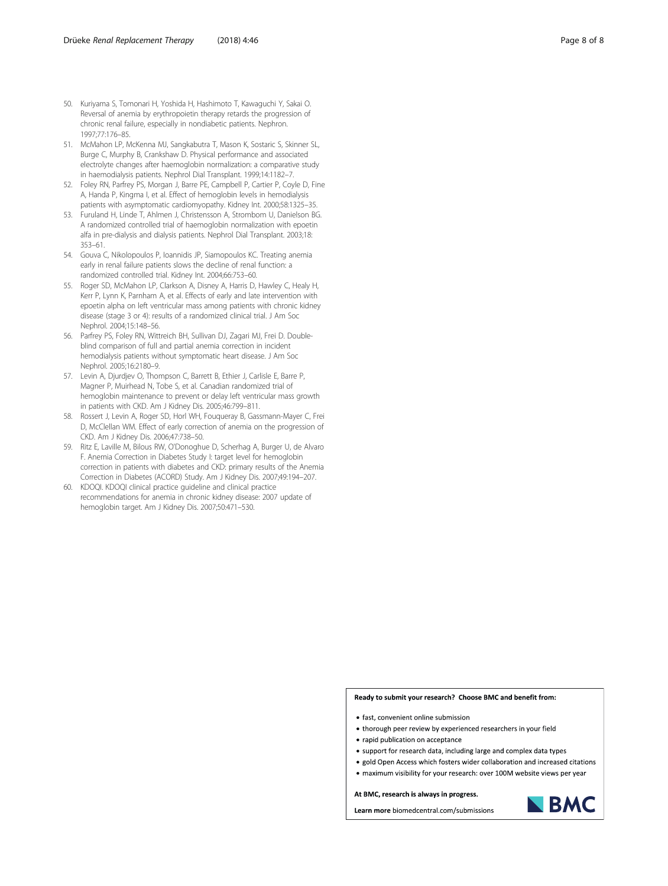50. Kuriyama S, Tomonari H, Yoshida H, Hashimoto T, Kawaguchi Y, Sakai O. Reversal of anemia by erythropoietin therapy retards the progression of chronic renal failure, especially in nondiabetic patients. Nephron. 1997;77:176–85.
51. McMahon LP, McKenna MJ, Sangkabutra T, Mason K, Sostaric S, Skinner SL, Burge C, Murphy B, Crankshaw D. Physical performance and associated electrolyte changes after haemoglobin normalization: a comparative study in haemodialysis patients. Nephrol Dial Transplant. 1999;14:1182–7.
52. Foley RN, Parfrey PS, Morgan J, Barre PE, Campbell P, Cartier P, Coyle D, Fine A, Handa P, Kingma I, et al. Effect of hemoglobin levels in hemodialysis patients with asymptomatic cardiomyopathy. Kidney Int. 2000;58:1325–35.
53. Furuland H, Linde T, Ahlmen J, Christensson A, Strombom U, Danielson BG. A randomized controlled trial of haemoglobin normalization with epoetin alfa in pre-dialysis and dialysis patients. Nephrol Dial Transplant. 2003;18:353–61.
54. Gouva C, Nikolopoulos P, Ioannidis JP, Siamopoulos KC. Treating anemia early in renal failure patients slows the decline of renal function: a randomized controlled trial. Kidney Int. 2004;66:753–60.
55. Roger SD, McMahon LP, Clarkson A, Disney A, Harris D, Hawley C, Healy H, Kerr P, Lynn K, Parnham A, et al. Effects of early and late intervention with epoetin alpha on left ventricular mass among patients with chronic kidney disease (stage 3 or 4): results of a randomized clinical trial. J Am Soc Nephrol. 2004;15:148–56.
56. Parfrey PS, Foley RN, Wittreich BH, Sullivan DJ, Zagari MJ, Frei D. Double-blind comparison of full and partial anemia correction in incident hemodialysis patients without symptomatic heart disease. J Am Soc Nephrol. 2005;16:2180–9.
57. Levin A, Djurdjev O, Thompson C, Barrett B, Ethier J, Carlisle E, Barre P, Magner P, Muirhead N, Tobe S, et al. Canadian randomized trial of hemoglobin maintenance to prevent or delay left ventricular mass growth in patients with CKD. Am J Kidney Dis. 2005;46:799–811.
58. Rossert J, Levin A, Roger SD, Horl WH, Fouqueray B, Gassmann-Mayer C, Frei D, McClellan WM. Effect of early correction of anemia on the progression of CKD. Am J Kidney Dis. 2006;47:738–50.
59. Ritz E, Laville M, Bilous RW, O'Donoghue D, Scherhag A, Burger U, de Alvaro F. Anemia Correction in Diabetes Study I: target level for hemoglobin correction in patients with diabetes and CKD: primary results of the Anemia Correction in Diabetes (ACORD) Study. Am J Kidney Dis. 2007;49:194–207.
60. KDOQI. KDOQI clinical practice guideline and clinical practice recommendations for anemia in chronic kidney disease: 2007 update of hemoglobin target. Am J Kidney Dis. 2007;50:471–530.

**Ready to submit your research? Choose BMC and benefit from:**

- fast, convenient online submission
- thorough peer review by experienced researchers in your field
- rapid publication on acceptance
- support for research data, including large and complex data types
- gold Open Access which fosters wider collaboration and increased citations
- maximum visibility for your research: over 100M website views per year

**At BMC, research is always in progress.**

**Learn more** biomedcentral.com/submissions

BMC